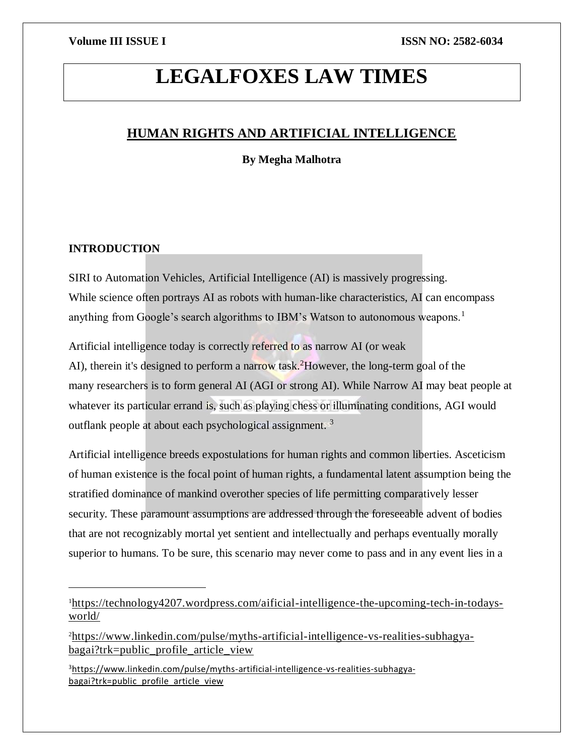# LEGALFOXES LAW TIMES

## HUMAN RIGHTS AND ARTIFICIAL INTELLIGENCE

**By Megha Malhotra**

### INTRODUCTION

SIRI to Automation Vehicles, Artificial Intelligence (AI) is massively progressing. While science often portrays AI as robots with human-like characteristics, AI can encompass anything from Google's search algorithms to IBM's Watson to autonomous weapons.[1]

Artificial intelligence today is correctly referred to as narrow AI (or weak AI), therein it's designed to perform a narrow task.[2]However, the long-term goal of the many researchers is to form general AI (AGI or strong AI). While Narrow AI may beat people at whatever its particular errand is, such as playing chess or illuminating conditions, AGI would outflank people at about each psychological assignment. [3]

Artificial intelligence breeds expostulations for human rights and common liberties. Asceticism of human existence is the focal point of human rights, a fundamental latent assumption being the stratified dominance of mankind overother species of life permitting comparatively lesser security. These paramount assumptions are addressed through the foreseeable advent of bodies that are not recognizably mortal yet sentient and intellectually and perhaps eventually morally superior to humans. To be sure, this scenario may never come to pass and in any event lies in a

---

[1]https://technology4207.wordpress.com/aificial-intelligence-the-upcoming-tech-in-todays-world/

[2]https://www.linkedin.com/pulse/myths-artificial-intelligence-vs-realities-subhagya-bagai?trk=public_profile_article_view

[3]https://www.linkedin.com/pulse/myths-artificial-intelligence-vs-realities-subhagya-bagai?trk=public_profile_article_view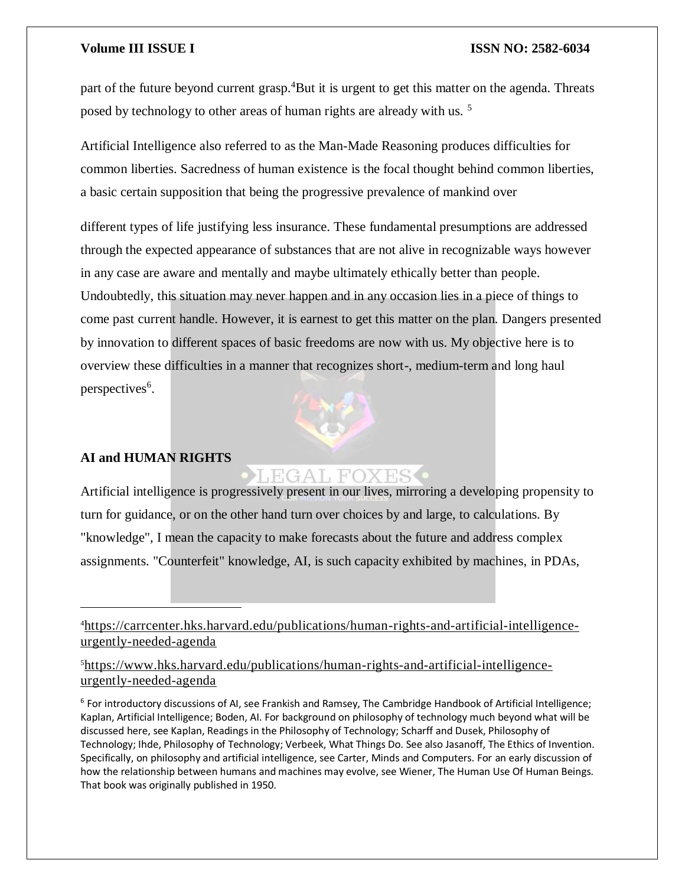part of the future beyond current grasp.[4]But it is urgent to get this matter on the agenda. Threats posed by technology to other areas of human rights are already with us. [5]

Artificial Intelligence also referred to as the Man-Made Reasoning produces difficulties for common liberties. Sacredness of human existence is the focal thought behind common liberties, a basic certain supposition that being the progressive prevalence of mankind over

different types of life justifying less insurance. These fundamental presumptions are addressed through the expected appearance of substances that are not alive in recognizable ways however in any case are aware and mentally and maybe ultimately ethically better than people. Undoubtedly, this situation may never happen and in any occasion lies in a piece of things to come past current handle. However, it is earnest to get this matter on the plan. Dangers presented by innovation to different spaces of basic freedoms are now with us. My objective here is to overview these difficulties in a manner that recognizes short-, medium-term and long haul perspectives[6].

## AI and HUMAN RIGHTS

Artificial intelligence is progressively present in our lives, mirroring a developing propensity to turn for guidance, or on the other hand turn over choices by and large, to calculations. By "knowledge", I mean the capacity to make forecasts about the future and address complex assignments. "Counterfeit" knowledge, AI, is such capacity exhibited by machines, in PDAs,

---

[4]https://carrcenter.hks.harvard.edu/publications/human-rights-and-artificial-intelligence-urgently-needed-agenda

[5]https://www.hks.harvard.edu/publications/human-rights-and-artificial-intelligence-urgently-needed-agenda

[6] For introductory discussions of AI, see Frankish and Ramsey, The Cambridge Handbook of Artificial Intelligence; Kaplan, Artificial Intelligence; Boden, AI. For background on philosophy of technology much beyond what will be discussed here, see Kaplan, Readings in the Philosophy of Technology; Scharff and Dusek, Philosophy of Technology; Ihde, Philosophy of Technology; Verbeek, What Things Do. See also Jasanoff, The Ethics of Invention. Specifically, on philosophy and artificial intelligence, see Carter, Minds and Computers. For an early discussion of how the relationship between humans and machines may evolve, see Wiener, The Human Use Of Human Beings. That book was originally published in 1950.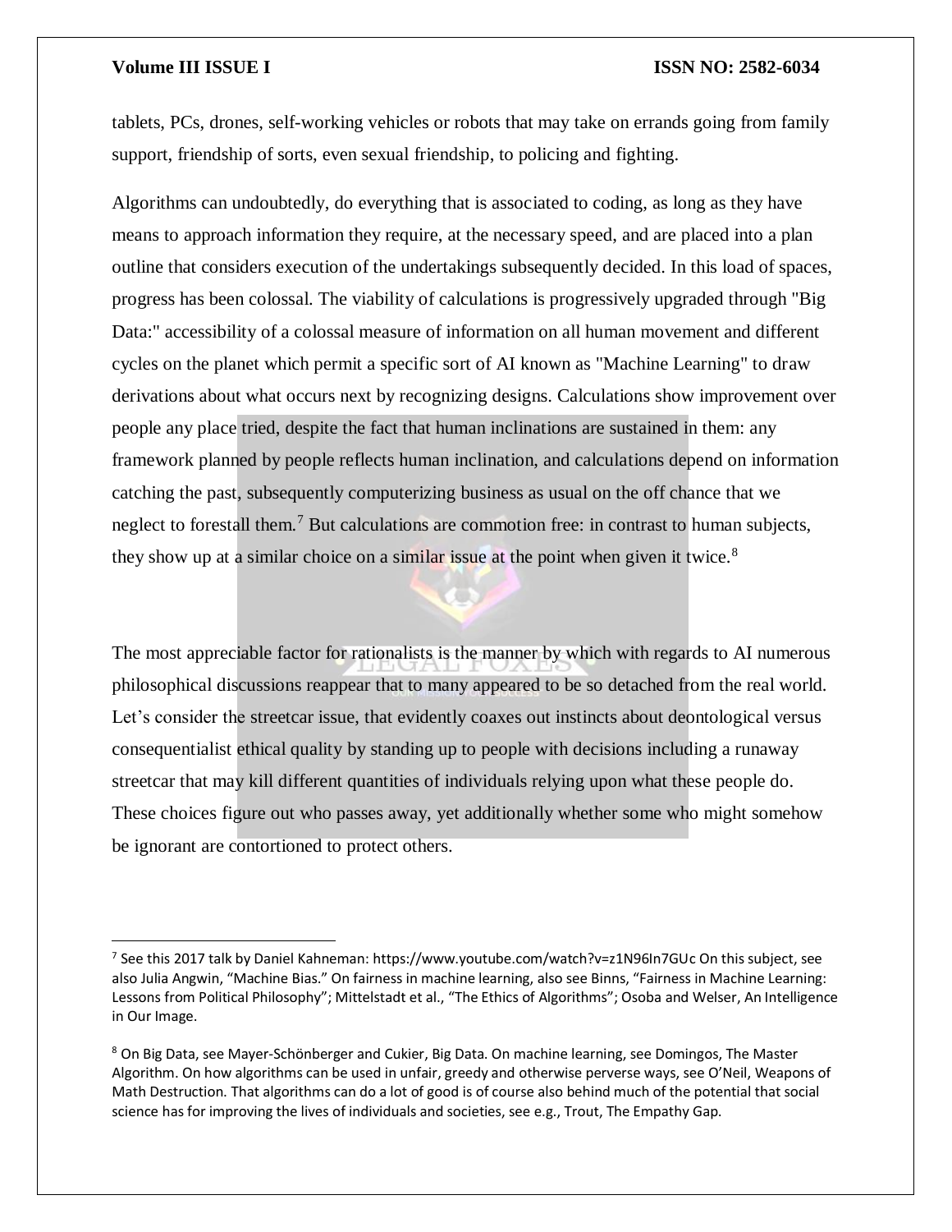tablets, PCs, drones, self-working vehicles or robots that may take on errands going from family support, friendship of sorts, even sexual friendship, to policing and fighting.

Algorithms can undoubtedly, do everything that is associated to coding, as long as they have means to approach information they require, at the necessary speed, and are placed into a plan outline that considers execution of the undertakings subsequently decided. In this load of spaces, progress has been colossal. The viability of calculations is progressively upgraded through "Big Data:" accessibility of a colossal measure of information on all human movement and different cycles on the planet which permit a specific sort of AI known as "Machine Learning" to draw derivations about what occurs next by recognizing designs. Calculations show improvement over people any place tried, despite the fact that human inclinations are sustained in them: any framework planned by people reflects human inclination, and calculations depend on information catching the past, subsequently computerizing business as usual on the off chance that we neglect to forestall them.[7] But calculations are commotion free: in contrast to human subjects, they show up at a similar choice on a similar issue at the point when given it twice.[8]

The most appreciable factor for rationalists is the manner by which with regards to AI numerous philosophical discussions reappear that to many appeared to be so detached from the real world. Let's consider the streetcar issue, that evidently coaxes out instincts about deontological versus consequentialist ethical quality by standing up to people with decisions including a runaway streetcar that may kill different quantities of individuals relying upon what these people do. These choices figure out who passes away, yet additionally whether some who might somehow be ignorant are contortioned to protect others.

---

[7] See this 2017 talk by Daniel Kahneman: https://www.youtube.com/watch?v=z1N96In7GUc On this subject, see also Julia Angwin, "Machine Bias." On fairness in machine learning, also see Binns, "Fairness in Machine Learning: Lessons from Political Philosophy"; Mittelstadt et al., "The Ethics of Algorithms"; Osoba and Welser, An Intelligence in Our Image.

[8] On Big Data, see Mayer-Schönberger and Cukier, Big Data. On machine learning, see Domingos, The Master Algorithm. On how algorithms can be used in unfair, greedy and otherwise perverse ways, see O'Neil, Weapons of Math Destruction. That algorithms can do a lot of good is of course also behind much of the potential that social science has for improving the lives of individuals and societies, see e.g., Trout, The Empathy Gap.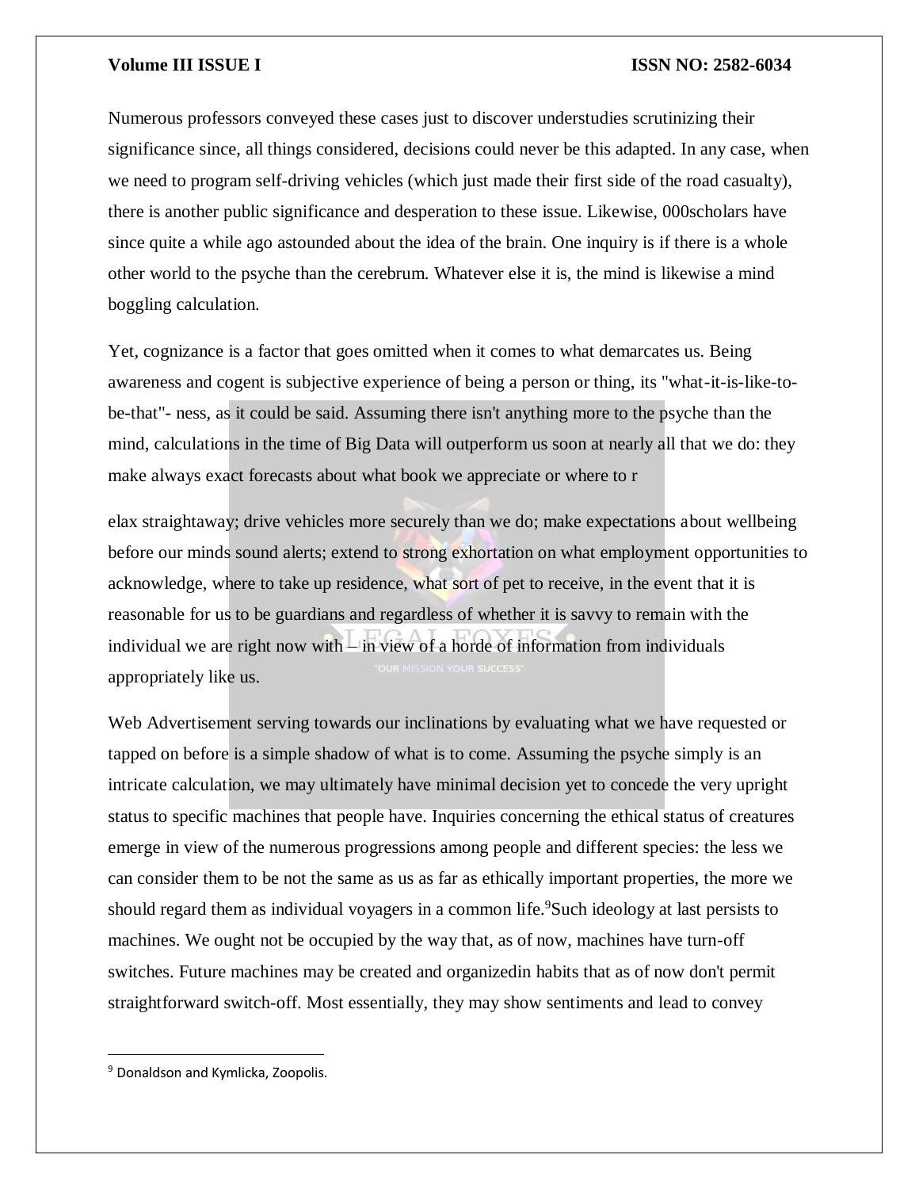Numerous professors conveyed these cases just to discover understudies scrutinizing their significance since, all things considered, decisions could never be this adapted. In any case, when we need to program self-driving vehicles (which just made their first side of the road casualty), there is another public significance and desperation to these issue. Likewise, 000scholars have since quite a while ago astounded about the idea of the brain. One inquiry is if there is a whole other world to the psyche than the cerebrum. Whatever else it is, the mind is likewise a mind boggling calculation.

Yet, cognizance is a factor that goes omitted when it comes to what demarcates us. Being awareness and cogent is subjective experience of being a person or thing, its "what-it-is-like-to-be-that"- ness, as it could be said. Assuming there isn't anything more to the psyche than the mind, calculations in the time of Big Data will outperform us soon at nearly all that we do: they make always exact forecasts about what book we appreciate or where to r

elax straightaway; drive vehicles more securely than we do; make expectations about wellbeing before our minds sound alerts; extend to strong exhortation on what employment opportunities to acknowledge, where to take up residence, what sort of pet to receive, in the event that it is reasonable for us to be guardians and regardless of whether it is savvy to remain with the individual we are right now with – in view of a horde of information from individuals appropriately like us.

Web Advertisement serving towards our inclinations by evaluating what we have requested or tapped on before is a simple shadow of what is to come. Assuming the psyche simply is an intricate calculation, we may ultimately have minimal decision yet to concede the very upright status to specific machines that people have. Inquiries concerning the ethical status of creatures emerge in view of the numerous progressions among people and different species: the less we can consider them to be not the same as us as far as ethically important properties, the more we should regard them as individual voyagers in a common life.[9]Such ideology at last persists to machines. We ought not be occupied by the way that, as of now, machines have turn-off switches. Future machines may be created and organizedin habits that as of now don't permit straightforward switch-off. Most essentially, they may show sentiments and lead to convey

[9] Donaldson and Kymlicka, Zoopolis.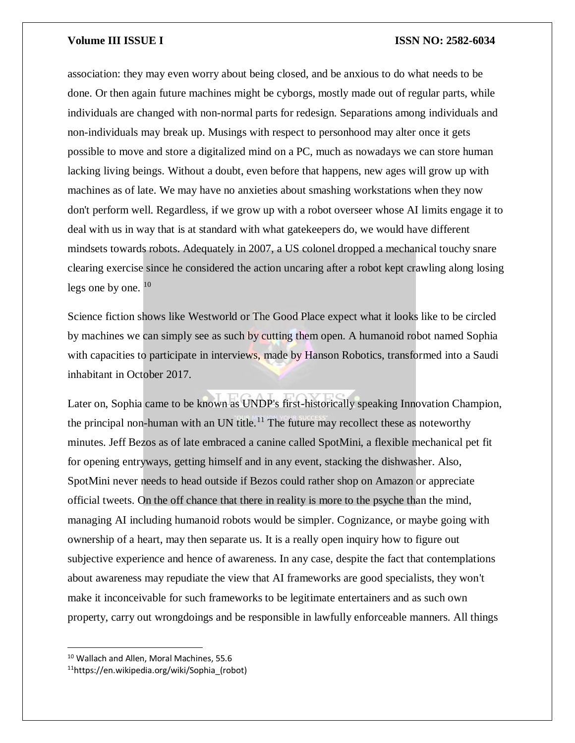association: they may even worry about being closed, and be anxious to do what needs to be done. Or then again future machines might be cyborgs, mostly made out of regular parts, while individuals are changed with non-normal parts for redesign. Separations among individuals and non-individuals may break up. Musings with respect to personhood may alter once it gets possible to move and store a digitalized mind on a PC, much as nowadays we can store human lacking living beings. Without a doubt, even before that happens, new ages will grow up with machines as of late. We may have no anxieties about smashing workstations when they now don't perform well. Regardless, if we grow up with a robot overseer whose AI limits engage it to deal with us in way that is at standard with what gatekeepers do, we would have different mindsets towards robots. Adequately in 2007, a US colonel dropped a mechanical touchy snare clearing exercise since he considered the action uncaring after a robot kept crawling along losing legs one by one. [10]

Science fiction shows like Westworld or The Good Place expect what it looks like to be circled by machines we can simply see as such by cutting them open. A humanoid robot named Sophia with capacities to participate in interviews, made by Hanson Robotics, transformed into a Saudi inhabitant in October 2017.

Later on, Sophia came to be known as UNDP's first-historically speaking Innovation Champion, the principal non-human with an UN title.[11] The future may recollect these as noteworthy minutes. Jeff Bezos as of late embraced a canine called SpotMini, a flexible mechanical pet fit for opening entryways, getting himself and in any event, stacking the dishwasher. Also, SpotMini never needs to head outside if Bezos could rather shop on Amazon or appreciate official tweets. On the off chance that there in reality is more to the psyche than the mind, managing AI including humanoid robots would be simpler. Cognizance, or maybe going with ownership of a heart, may then separate us. It is a really open inquiry how to figure out subjective experience and hence of awareness. In any case, despite the fact that contemplations about awareness may repudiate the view that AI frameworks are good specialists, they won't make it inconceivable for such frameworks to be legitimate entertainers and as such own property, carry out wrongdoings and be responsible in lawfully enforceable manners. All things

---

[10] Wallach and Allen, Moral Machines, 55.6

[11] https://en.wikipedia.org/wiki/Sophia_(robot)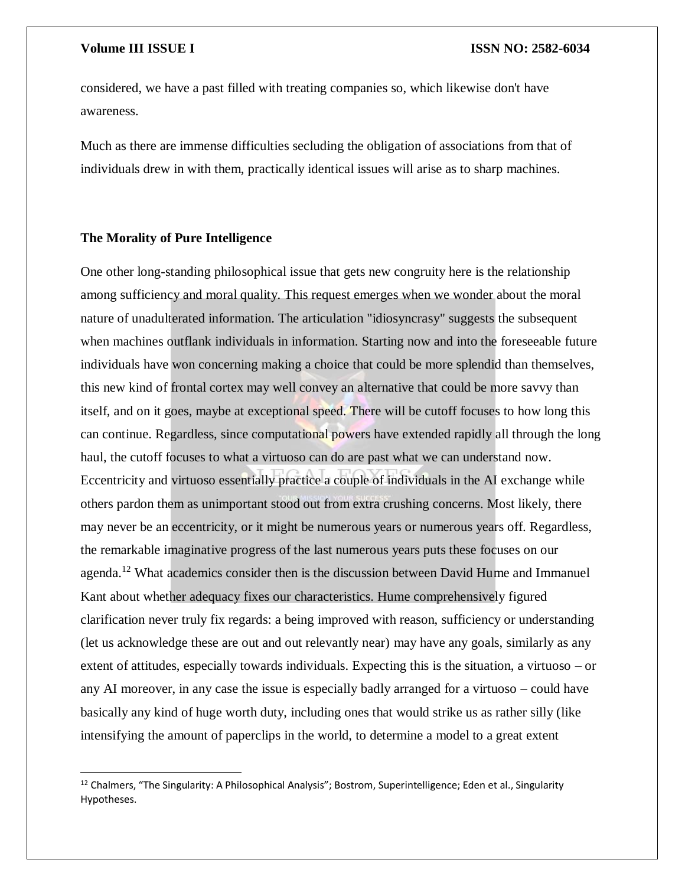considered, we have a past filled with treating companies so, which likewise don't have awareness.

Much as there are immense difficulties secluding the obligation of associations from that of individuals drew in with them, practically identical issues will arise as to sharp machines.

**The Morality of Pure Intelligence**

One other long-standing philosophical issue that gets new congruity here is the relationship among sufficiency and moral quality. This request emerges when we wonder about the moral nature of unadulterated information. The articulation "idiosyncrasy" suggests the subsequent when machines outflank individuals in information. Starting now and into the foreseeable future individuals have won concerning making a choice that could be more splendid than themselves, this new kind of frontal cortex may well convey an alternative that could be more savvy than itself, and on it goes, maybe at exceptional speed. There will be cutoff focuses to how long this can continue. Regardless, since computational powers have extended rapidly all through the long haul, the cutoff focuses to what a virtuoso can do are past what we can understand now. Eccentricity and virtuoso essentially practice a couple of individuals in the AI exchange while others pardon them as unimportant stood out from extra crushing concerns. Most likely, there may never be an eccentricity, or it might be numerous years or numerous years off. Regardless, the remarkable imaginative progress of the last numerous years puts these focuses on our agenda.[12] What academics consider then is the discussion between David Hume and Immanuel Kant about whether adequacy fixes our characteristics. Hume comprehensively figured clarification never truly fix regards: a being improved with reason, sufficiency or understanding (let us acknowledge these are out and out relevantly near) may have any goals, similarly as any extent of attitudes, especially towards individuals. Expecting this is the situation, a virtuoso – or any AI moreover, in any case the issue is especially badly arranged for a virtuoso – could have basically any kind of huge worth duty, including ones that would strike us as rather silly (like intensifying the amount of paperclips in the world, to determine a model to a great extent

[12] Chalmers, "The Singularity: A Philosophical Analysis"; Bostrom, Superintelligence; Eden et al., Singularity Hypotheses.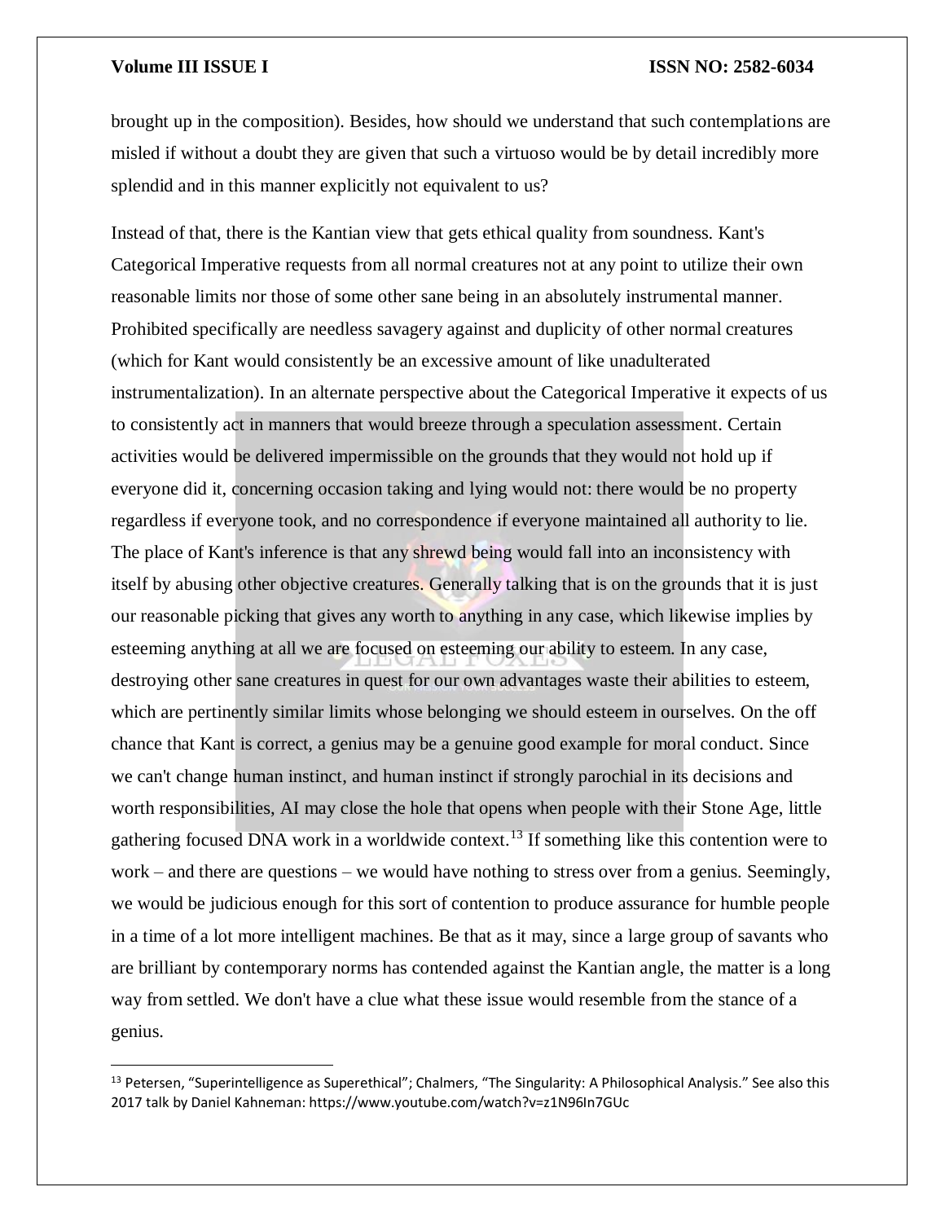brought up in the composition). Besides, how should we understand that such contemplations are misled if without a doubt they are given that such a virtuoso would be by detail incredibly more splendid and in this manner explicitly not equivalent to us?

Instead of that, there is the Kantian view that gets ethical quality from soundness. Kant's Categorical Imperative requests from all normal creatures not at any point to utilize their own reasonable limits nor those of some other sane being in an absolutely instrumental manner. Prohibited specifically are needless savagery against and duplicity of other normal creatures (which for Kant would consistently be an excessive amount of like unadulterated instrumentalization). In an alternate perspective about the Categorical Imperative it expects of us to consistently act in manners that would breeze through a speculation assessment. Certain activities would be delivered impermissible on the grounds that they would not hold up if everyone did it, concerning occasion taking and lying would not: there would be no property regardless if everyone took, and no correspondence if everyone maintained all authority to lie. The place of Kant's inference is that any shrewd being would fall into an inconsistency with itself by abusing other objective creatures. Generally talking that is on the grounds that it is just our reasonable picking that gives any worth to anything in any case, which likewise implies by esteeming anything at all we are focused on esteeming our ability to esteem. In any case, destroying other sane creatures in quest for our own advantages waste their abilities to esteem, which are pertinently similar limits whose belonging we should esteem in ourselves. On the off chance that Kant is correct, a genius may be a genuine good example for moral conduct. Since we can't change human instinct, and human instinct if strongly parochial in its decisions and worth responsibilities, AI may close the hole that opens when people with their Stone Age, little gathering focused DNA work in a worldwide context.[13] If something like this contention were to work – and there are questions – we would have nothing to stress over from a genius. Seemingly, we would be judicious enough for this sort of contention to produce assurance for humble people in a time of a lot more intelligent machines. Be that as it may, since a large group of savants who are brilliant by contemporary norms has contended against the Kantian angle, the matter is a long way from settled. We don't have a clue what these issue would resemble from the stance of a genius.

---

[13] Petersen, "Superintelligence as Superethical"; Chalmers, "The Singularity: A Philosophical Analysis." See also this 2017 talk by Daniel Kahneman: https://www.youtube.com/watch?v=z1N96In7GUc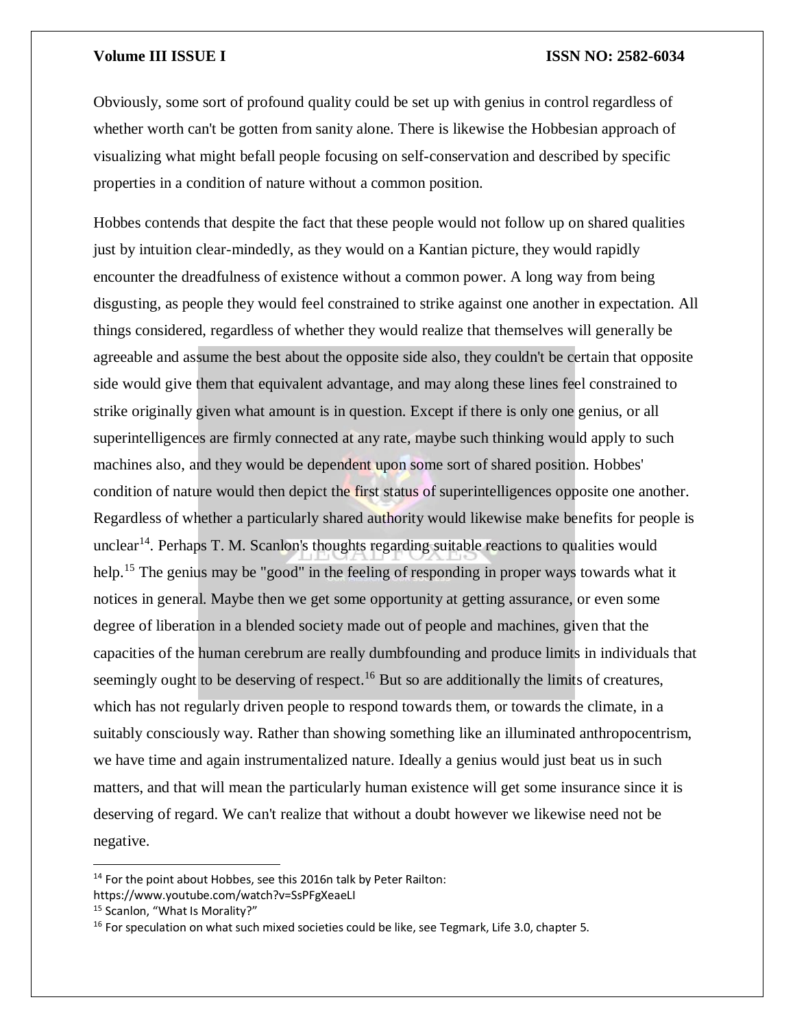Obviously, some sort of profound quality could be set up with genius in control regardless of whether worth can't be gotten from sanity alone. There is likewise the Hobbesian approach of visualizing what might befall people focusing on self-conservation and described by specific properties in a condition of nature without a common position.

Hobbes contends that despite the fact that these people would not follow up on shared qualities just by intuition clear-mindedly, as they would on a Kantian picture, they would rapidly encounter the dreadfulness of existence without a common power. A long way from being disgusting, as people they would feel constrained to strike against one another in expectation. All things considered, regardless of whether they would realize that themselves will generally be agreeable and assume the best about the opposite side also, they couldn't be certain that opposite side would give them that equivalent advantage, and may along these lines feel constrained to strike originally given what amount is in question. Except if there is only one genius, or all superintelligences are firmly connected at any rate, maybe such thinking would apply to such machines also, and they would be dependent upon some sort of shared position. Hobbes' condition of nature would then depict the first status of superintelligences opposite one another. Regardless of whether a particularly shared authority would likewise make benefits for people is unclear[14]. Perhaps T. M. Scanlon's thoughts regarding suitable reactions to qualities would help.[15] The genius may be "good" in the feeling of responding in proper ways towards what it notices in general. Maybe then we get some opportunity at getting assurance, or even some degree of liberation in a blended society made out of people and machines, given that the capacities of the human cerebrum are really dumbfounding and produce limits in individuals that seemingly ought to be deserving of respect.[16] But so are additionally the limits of creatures, which has not regularly driven people to respond towards them, or towards the climate, in a suitably consciously way. Rather than showing something like an illuminated anthropocentrism, we have time and again instrumentalized nature. Ideally a genius would just beat us in such matters, and that will mean the particularly human existence will get some insurance since it is deserving of regard. We can't realize that without a doubt however we likewise need not be negative.

---

[14] For the point about Hobbes, see this 2016n talk by Peter Railton: https://www.youtube.com/watch?v=SsPFgXeaeLI

[15] Scanlon, "What Is Morality?"

[16] For speculation on what such mixed societies could be like, see Tegmark, Life 3.0, chapter 5.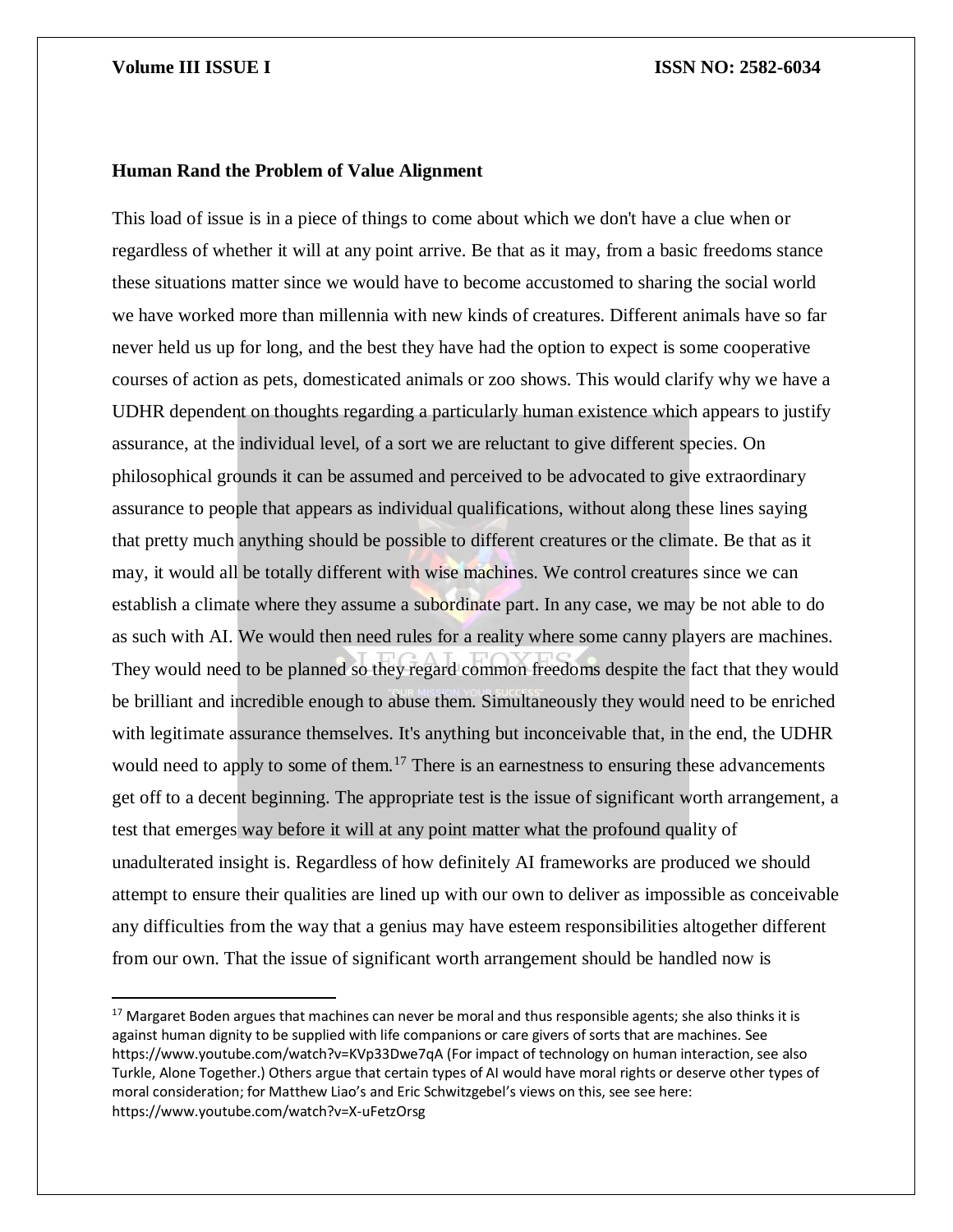**Human Rand the Problem of Value Alignment**

This load of issue is in a piece of things to come about which we don't have a clue when or regardless of whether it will at any point arrive. Be that as it may, from a basic freedoms stance these situations matter since we would have to become accustomed to sharing the social world we have worked more than millennia with new kinds of creatures. Different animals have so far never held us up for long, and the best they have had the option to expect is some cooperative courses of action as pets, domesticated animals or zoo shows. This would clarify why we have a UDHR dependent on thoughts regarding a particularly human existence which appears to justify assurance, at the individual level, of a sort we are reluctant to give different species. On philosophical grounds it can be assumed and perceived to be advocated to give extraordinary assurance to people that appears as individual qualifications, without along these lines saying that pretty much anything should be possible to different creatures or the climate. Be that as it may, it would all be totally different with wise machines. We control creatures since we can establish a climate where they assume a subordinate part. In any case, we may be not able to do as such with AI. We would then need rules for a reality where some canny players are machines. They would need to be planned so they regard common freedoms despite the fact that they would be brilliant and incredible enough to abuse them. Simultaneously they would need to be enriched with legitimate assurance themselves. It's anything but inconceivable that, in the end, the UDHR would need to apply to some of them.[17] There is an earnestness to ensuring these advancements get off to a decent beginning. The appropriate test is the issue of significant worth arrangement, a test that emerges way before it will at any point matter what the profound quality of unadulterated insight is. Regardless of how definitely AI frameworks are produced we should attempt to ensure their qualities are lined up with our own to deliver as impossible as conceivable any difficulties from the way that a genius may have esteem responsibilities altogether different from our own. That the issue of significant worth arrangement should be handled now is

---

[17] Margaret Boden argues that machines can never be moral and thus responsible agents; she also thinks it is against human dignity to be supplied with life companions or care givers of sorts that are machines. See https://www.youtube.com/watch?v=KVp33Dwe7qA (For impact of technology on human interaction, see also Turkle, Alone Together.) Others argue that certain types of AI would have moral rights or deserve other types of moral consideration; for Matthew Liao's and Eric Schwitzgebel's views on this, see see here: https://www.youtube.com/watch?v=X-uFetzOrsg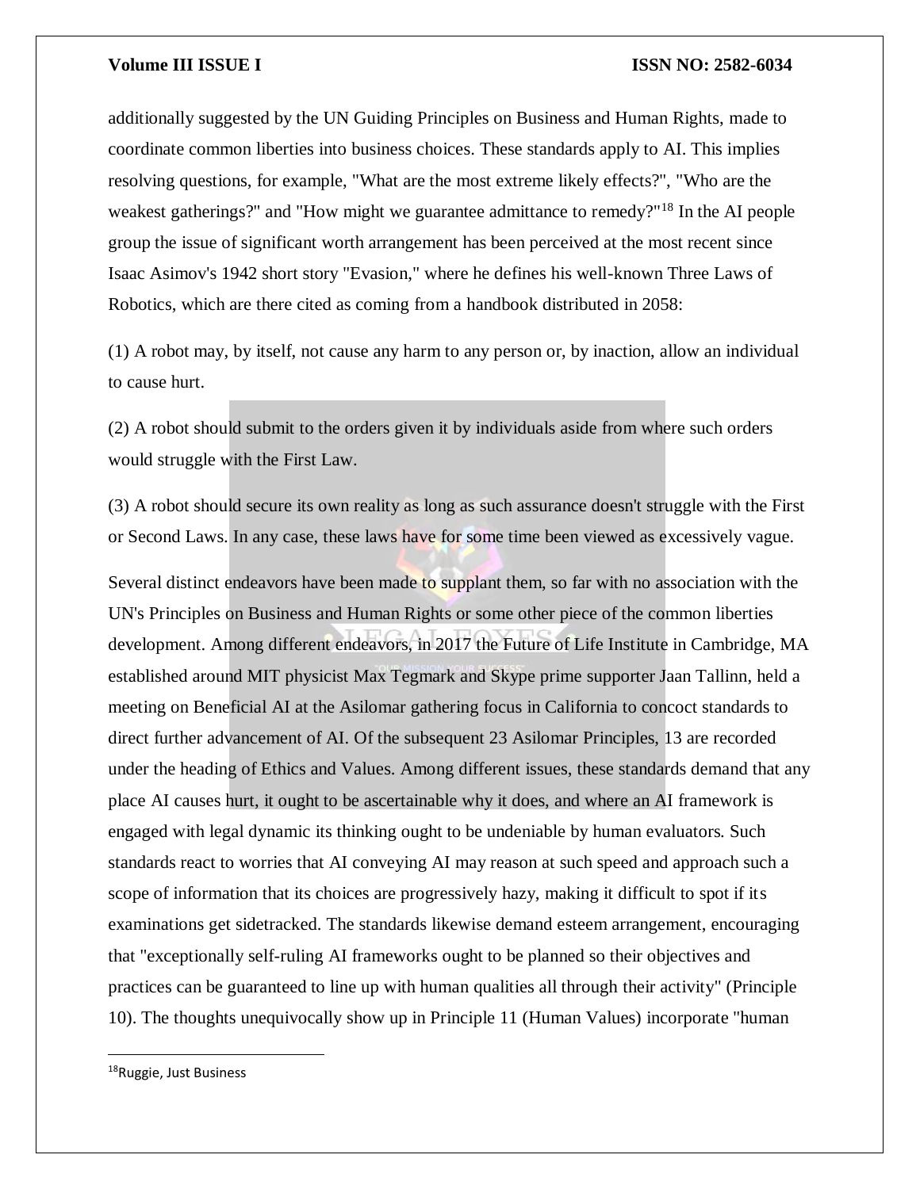additionally suggested by the UN Guiding Principles on Business and Human Rights, made to coordinate common liberties into business choices. These standards apply to AI. This implies resolving questions, for example, "What are the most extreme likely effects?", "Who are the weakest gatherings?" and "How might we guarantee admittance to remedy?"[18] In the AI people group the issue of significant worth arrangement has been perceived at the most recent since Isaac Asimov's 1942 short story "Evasion," where he defines his well-known Three Laws of Robotics, which are there cited as coming from a handbook distributed in 2058:

(1) A robot may, by itself, not cause any harm to any person or, by inaction, allow an individual to cause hurt.

(2) A robot should submit to the orders given it by individuals aside from where such orders would struggle with the First Law.

(3) A robot should secure its own reality as long as such assurance doesn't struggle with the First or Second Laws. In any case, these laws have for some time been viewed as excessively vague.

Several distinct endeavors have been made to supplant them, so far with no association with the UN's Principles on Business and Human Rights or some other piece of the common liberties development. Among different endeavors, in 2017 the Future of Life Institute in Cambridge, MA established around MIT physicist Max Tegmark and Skype prime supporter Jaan Tallinn, held a meeting on Beneficial AI at the Asilomar gathering focus in California to concoct standards to direct further advancement of AI. Of the subsequent 23 Asilomar Principles, 13 are recorded under the heading of Ethics and Values. Among different issues, these standards demand that any place AI causes hurt, it ought to be ascertainable why it does, and where an AI framework is engaged with legal dynamic its thinking ought to be undeniable by human evaluators. Such standards react to worries that AI conveying AI may reason at such speed and approach such a scope of information that its choices are progressively hazy, making it difficult to spot if its examinations get sidetracked. The standards likewise demand esteem arrangement, encouraging that "exceptionally self-ruling AI frameworks ought to be planned so their objectives and practices can be guaranteed to line up with human qualities all through their activity" (Principle 10). The thoughts unequivocally show up in Principle 11 (Human Values) incorporate "human

---

[18] Ruggie, Just Business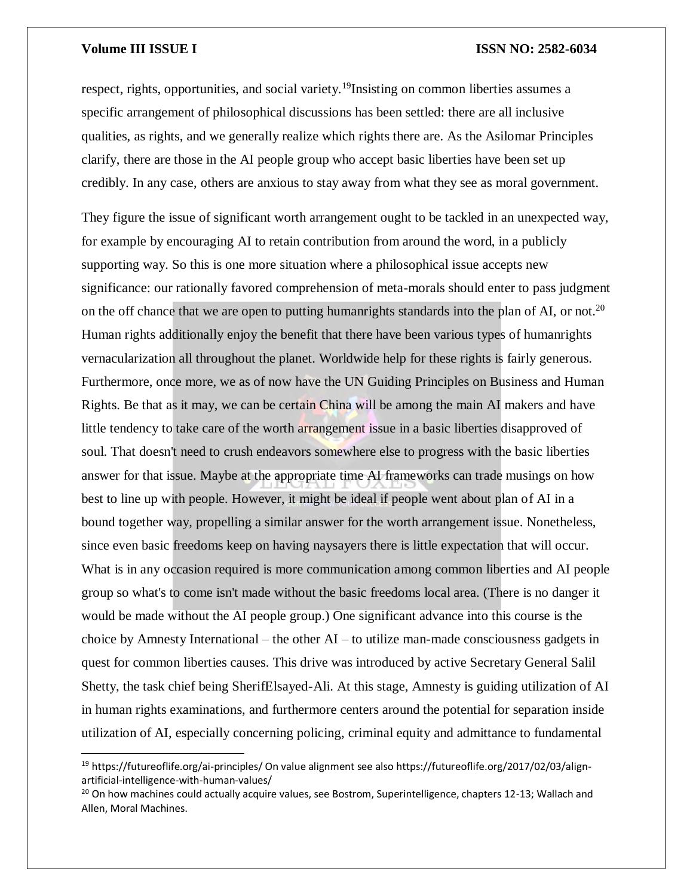respect, rights, opportunities, and social variety.[19]Insisting on common liberties assumes a specific arrangement of philosophical discussions has been settled: there are all inclusive qualities, as rights, and we generally realize which rights there are. As the Asilomar Principles clarify, there are those in the AI people group who accept basic liberties have been set up credibly. In any case, others are anxious to stay away from what they see as moral government.

They figure the issue of significant worth arrangement ought to be tackled in an unexpected way, for example by encouraging AI to retain contribution from around the word, in a publicly supporting way. So this is one more situation where a philosophical issue accepts new significance: our rationally favored comprehension of meta-morals should enter to pass judgment on the off chance that we are open to putting humanrights standards into the plan of AI, or not.[20] Human rights additionally enjoy the benefit that there have been various types of humanrights vernacularization all throughout the planet. Worldwide help for these rights is fairly generous. Furthermore, once more, we as of now have the UN Guiding Principles on Business and Human Rights. Be that as it may, we can be certain China will be among the main AI makers and have little tendency to take care of the worth arrangement issue in a basic liberties disapproved of soul. That doesn't need to crush endeavors somewhere else to progress with the basic liberties answer for that issue. Maybe at the appropriate time AI frameworks can trade musings on how best to line up with people. However, it might be ideal if people went about plan of AI in a bound together way, propelling a similar answer for the worth arrangement issue. Nonetheless, since even basic freedoms keep on having naysayers there is little expectation that will occur. What is in any occasion required is more communication among common liberties and AI people group so what's to come isn't made without the basic freedoms local area. (There is no danger it would be made without the AI people group.) One significant advance into this course is the choice by Amnesty International – the other AI – to utilize man-made consciousness gadgets in quest for common liberties causes. This drive was introduced by active Secretary General Salil Shetty, the task chief being SherifElsayed-Ali. At this stage, Amnesty is guiding utilization of AI in human rights examinations, and furthermore centers around the potential for separation inside utilization of AI, especially concerning policing, criminal equity and admittance to fundamental

---

[19] https://futureoflife.org/ai-principles/ On value alignment see also https://futureoflife.org/2017/02/03/align-artificial-intelligence-with-human-values/

[20] On how machines could actually acquire values, see Bostrom, Superintelligence, chapters 12-13; Wallach and Allen, Moral Machines.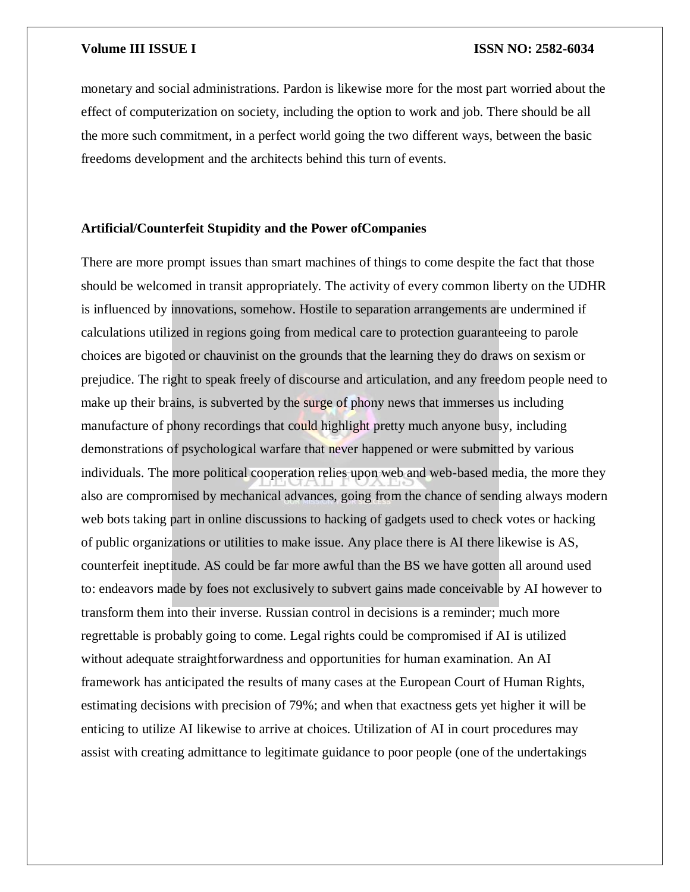monetary and social administrations. Pardon is likewise more for the most part worried about the effect of computerization on society, including the option to work and job. There should be all the more such commitment, in a perfect world going the two different ways, between the basic freedoms development and the architects behind this turn of events.

## Artificial/Counterfeit Stupidity and the Power ofCompanies

There are more prompt issues than smart machines of things to come despite the fact that those should be welcomed in transit appropriately. The activity of every common liberty on the UDHR is influenced by innovations, somehow. Hostile to separation arrangements are undermined if calculations utilized in regions going from medical care to protection guaranteeing to parole choices are bigoted or chauvinist on the grounds that the learning they do draws on sexism or prejudice. The right to speak freely of discourse and articulation, and any freedom people need to make up their brains, is subverted by the surge of phony news that immerses us including manufacture of phony recordings that could highlight pretty much anyone busy, including demonstrations of psychological warfare that never happened or were submitted by various individuals. The more political cooperation relies upon web and web-based media, the more they also are compromised by mechanical advances, going from the chance of sending always modern web bots taking part in online discussions to hacking of gadgets used to check votes or hacking of public organizations or utilities to make issue. Any place there is AI there likewise is AS, counterfeit ineptitude. AS could be far more awful than the BS we have gotten all around used to: endeavors made by foes not exclusively to subvert gains made conceivable by AI however to transform them into their inverse. Russian control in decisions is a reminder; much more regrettable is probably going to come. Legal rights could be compromised if AI is utilized without adequate straightforwardness and opportunities for human examination. An AI framework has anticipated the results of many cases at the European Court of Human Rights, estimating decisions with precision of 79%; and when that exactness gets yet higher it will be enticing to utilize AI likewise to arrive at choices. Utilization of AI in court procedures may assist with creating admittance to legitimate guidance to poor people (one of the undertakings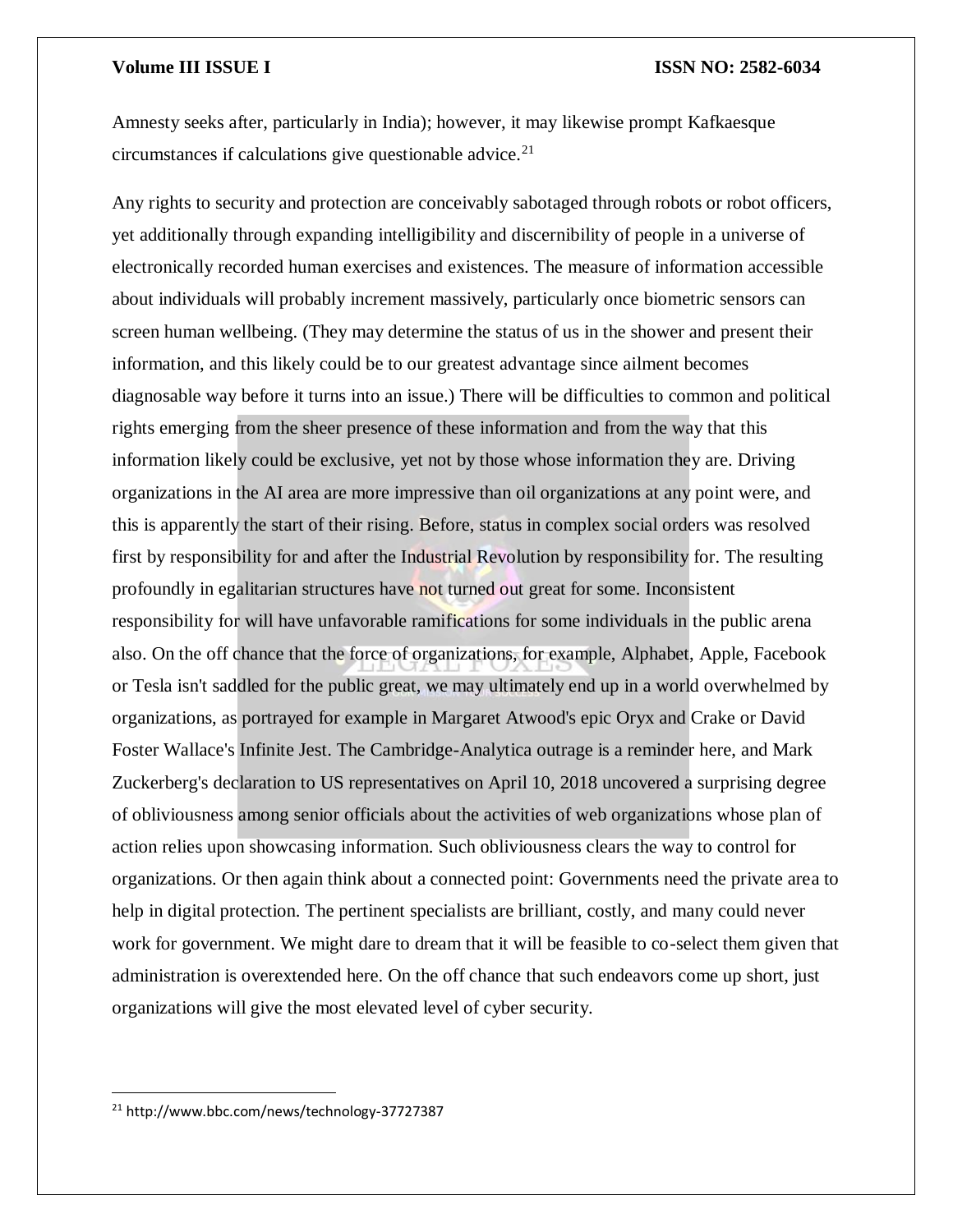Amnesty seeks after, particularly in India); however, it may likewise prompt Kafkaesque circumstances if calculations give questionable advice.[21]

Any rights to security and protection are conceivably sabotaged through robots or robot officers, yet additionally through expanding intelligibility and discernibility of people in a universe of electronically recorded human exercises and existences. The measure of information accessible about individuals will probably increment massively, particularly once biometric sensors can screen human wellbeing. (They may determine the status of us in the shower and present their information, and this likely could be to our greatest advantage since ailment becomes diagnosable way before it turns into an issue.) There will be difficulties to common and political rights emerging from the sheer presence of these information and from the way that this information likely could be exclusive, yet not by those whose information they are. Driving organizations in the AI area are more impressive than oil organizations at any point were, and this is apparently the start of their rising. Before, status in complex social orders was resolved first by responsibility for and after the Industrial Revolution by responsibility for. The resulting profoundly in egalitarian structures have not turned out great for some. Inconsistent responsibility for will have unfavorable ramifications for some individuals in the public arena also. On the off chance that the force of organizations, for example, Alphabet, Apple, Facebook or Tesla isn't saddled for the public great, we may ultimately end up in a world overwhelmed by organizations, as portrayed for example in Margaret Atwood's epic Oryx and Crake or David Foster Wallace's Infinite Jest. The Cambridge-Analytica outrage is a reminder here, and Mark Zuckerberg's declaration to US representatives on April 10, 2018 uncovered a surprising degree of obliviousness among senior officials about the activities of web organizations whose plan of action relies upon showcasing information. Such obliviousness clears the way to control for organizations. Or then again think about a connected point: Governments need the private area to help in digital protection. The pertinent specialists are brilliant, costly, and many could never work for government. We might dare to dream that it will be feasible to co-select them given that administration is overextended here. On the off chance that such endeavors come up short, just organizations will give the most elevated level of cyber security.

---

[21] http://www.bbc.com/news/technology-37727387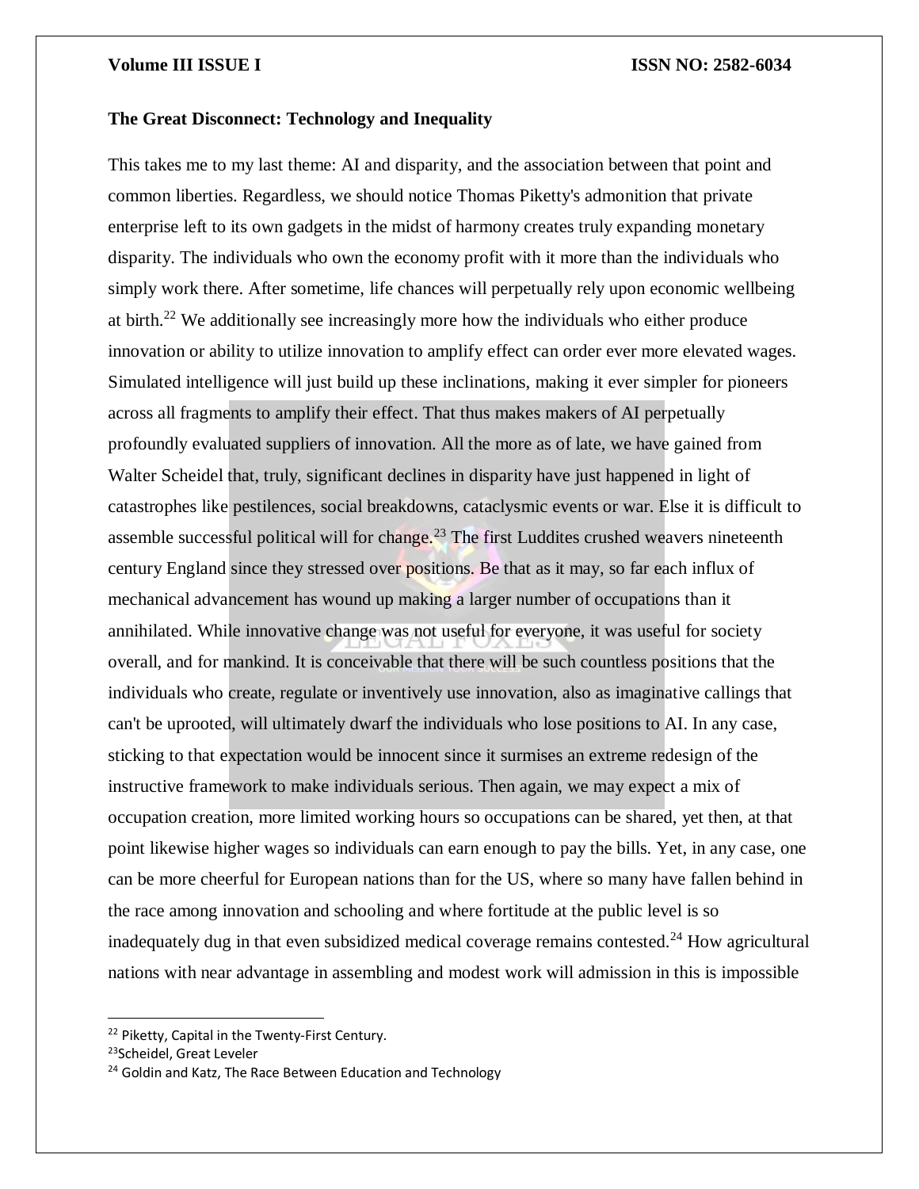### The Great Disconnect: Technology and Inequality

This takes me to my last theme: AI and disparity, and the association between that point and common liberties. Regardless, we should notice Thomas Piketty's admonition that private enterprise left to its own gadgets in the midst of harmony creates truly expanding monetary disparity. The individuals who own the economy profit with it more than the individuals who simply work there. After sometime, life chances will perpetually rely upon economic wellbeing at birth.[22] We additionally see increasingly more how the individuals who either produce innovation or ability to utilize innovation to amplify effect can order ever more elevated wages. Simulated intelligence will just build up these inclinations, making it ever simpler for pioneers across all fragments to amplify their effect. That thus makes makers of AI perpetually profoundly evaluated suppliers of innovation. All the more as of late, we have gained from Walter Scheidel that, truly, significant declines in disparity have just happened in light of catastrophes like pestilences, social breakdowns, cataclysmic events or war. Else it is difficult to assemble successful political will for change.[23] The first Luddites crushed weavers nineteenth century England since they stressed over positions. Be that as it may, so far each influx of mechanical advancement has wound up making a larger number of occupations than it annihilated. While innovative change was not useful for everyone, it was useful for society overall, and for mankind. It is conceivable that there will be such countless positions that the individuals who create, regulate or inventively use innovation, also as imaginative callings that can't be uprooted, will ultimately dwarf the individuals who lose positions to AI. In any case, sticking to that expectation would be innocent since it surmises an extreme redesign of the instructive framework to make individuals serious. Then again, we may expect a mix of occupation creation, more limited working hours so occupations can be shared, yet then, at that point likewise higher wages so individuals can earn enough to pay the bills. Yet, in any case, one can be more cheerful for European nations than for the US, where so many have fallen behind in the race among innovation and schooling and where fortitude at the public level is so inadequately dug in that even subsidized medical coverage remains contested.[24] How agricultural nations with near advantage in assembling and modest work will admission in this is impossible

---

[22] Piketty, Capital in the Twenty-First Century.

[23] Scheidel, Great Leveler

[24] Goldin and Katz, The Race Between Education and Technology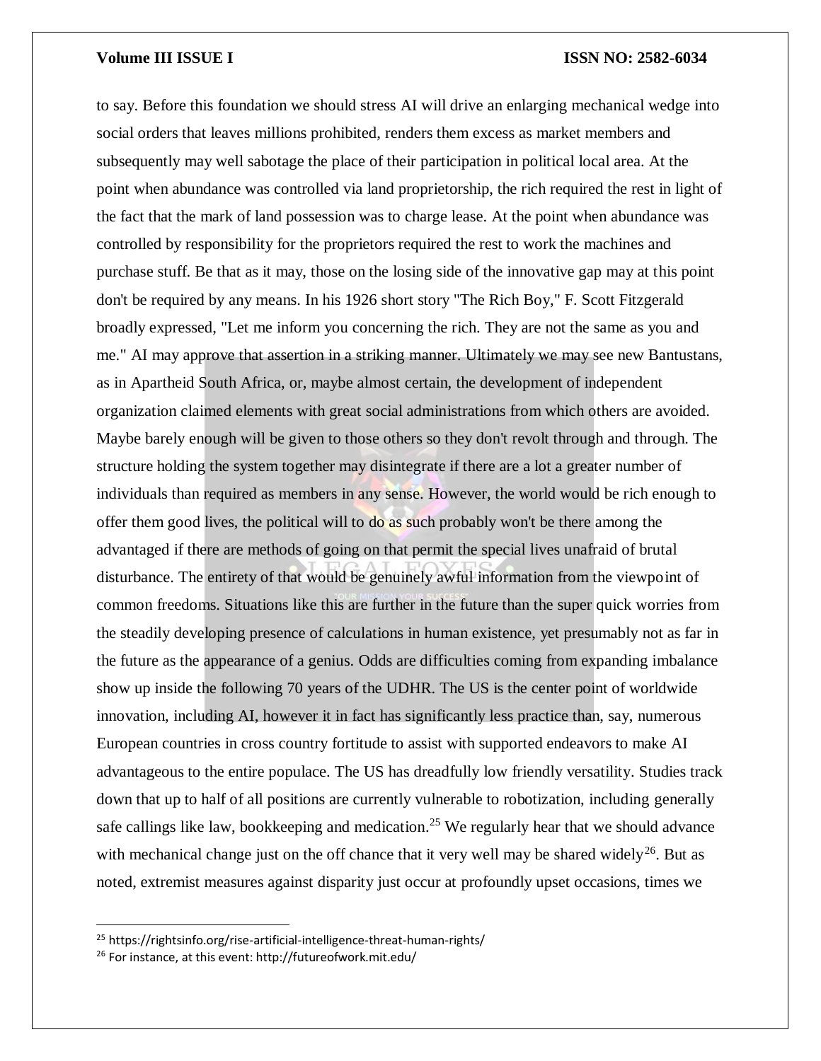to say. Before this foundation we should stress AI will drive an enlarging mechanical wedge into social orders that leaves millions prohibited, renders them excess as market members and subsequently may well sabotage the place of their participation in political local area. At the point when abundance was controlled via land proprietorship, the rich required the rest in light of the fact that the mark of land possession was to charge lease. At the point when abundance was controlled by responsibility for the proprietors required the rest to work the machines and purchase stuff. Be that as it may, those on the losing side of the innovative gap may at this point don't be required by any means. In his 1926 short story "The Rich Boy," F. Scott Fitzgerald broadly expressed, "Let me inform you concerning the rich. They are not the same as you and me." AI may approve that assertion in a striking manner. Ultimately we may see new Bantustans, as in Apartheid South Africa, or, maybe almost certain, the development of independent organization claimed elements with great social administrations from which others are avoided. Maybe barely enough will be given to those others so they don't revolt through and through. The structure holding the system together may disintegrate if there are a lot a greater number of individuals than required as members in any sense. However, the world would be rich enough to offer them good lives, the political will to do as such probably won't be there among the advantaged if there are methods of going on that permit the special lives unafraid of brutal disturbance. The entirety of that would be genuinely awful information from the viewpoint of common freedoms. Situations like this are further in the future than the super quick worries from the steadily developing presence of calculations in human existence, yet presumably not as far in the future as the appearance of a genius. Odds are difficulties coming from expanding imbalance show up inside the following 70 years of the UDHR. The US is the center point of worldwide innovation, including AI, however it in fact has significantly less practice than, say, numerous European countries in cross country fortitude to assist with supported endeavors to make AI advantageous to the entire populace. The US has dreadfully low friendly versatility. Studies track down that up to half of all positions are currently vulnerable to robotization, including generally safe callings like law, bookkeeping and medication.[25] We regularly hear that we should advance with mechanical change just on the off chance that it very well may be shared widely[26]. But as noted, extremist measures against disparity just occur at profoundly upset occasions, times we

---

[25] https://rightsinfo.org/rise-artificial-intelligence-threat-human-rights/

[26] For instance, at this event: http://futureofwork.mit.edu/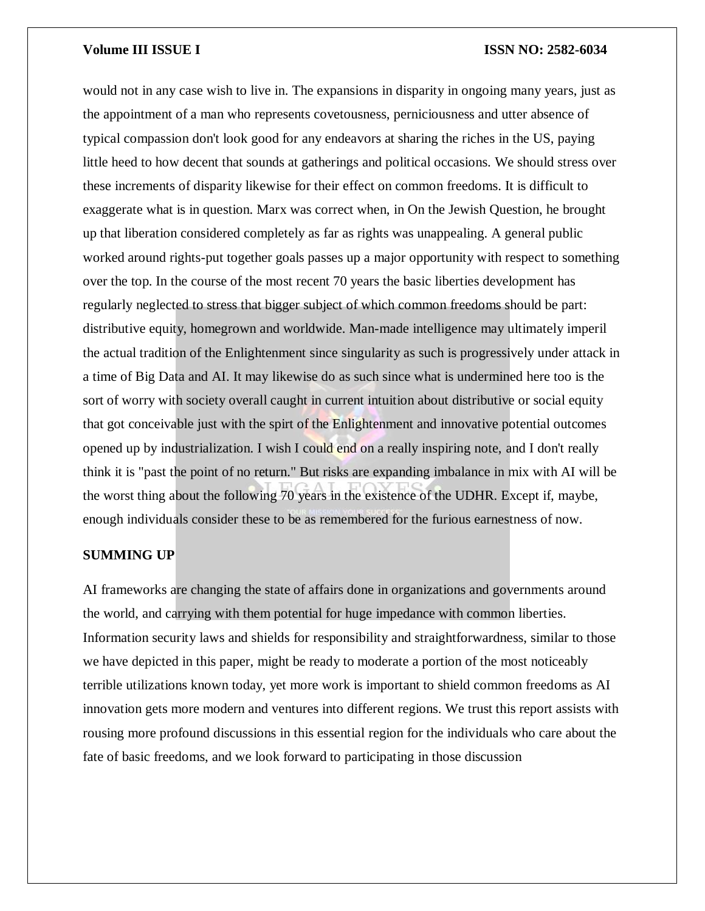would not in any case wish to live in. The expansions in disparity in ongoing many years, just as the appointment of a man who represents covetousness, perniciousness and utter absence of typical compassion don't look good for any endeavors at sharing the riches in the US, paying little heed to how decent that sounds at gatherings and political occasions. We should stress over these increments of disparity likewise for their effect on common freedoms. It is difficult to exaggerate what is in question. Marx was correct when, in On the Jewish Question, he brought up that liberation considered completely as far as rights was unappealing. A general public worked around rights-put together goals passes up a major opportunity with respect to something over the top. In the course of the most recent 70 years the basic liberties development has regularly neglected to stress that bigger subject of which common freedoms should be part: distributive equity, homegrown and worldwide. Man-made intelligence may ultimately imperil the actual tradition of the Enlightenment since singularity as such is progressively under attack in a time of Big Data and AI. It may likewise do as such since what is undermined here too is the sort of worry with society overall caught in current intuition about distributive or social equity that got conceivable just with the spirt of the Enlightenment and innovative potential outcomes opened up by industrialization. I wish I could end on a really inspiring note, and I don't really think it is "past the point of no return." But risks are expanding imbalance in mix with AI will be the worst thing about the following 70 years in the existence of the UDHR. Except if, maybe, enough individuals consider these to be as remembered for the furious earnestness of now.

## SUMMING UP

AI frameworks are changing the state of affairs done in organizations and governments around the world, and carrying with them potential for huge impedance with common liberties. Information security laws and shields for responsibility and straightforwardness, similar to those we have depicted in this paper, might be ready to moderate a portion of the most noticeably terrible utilizations known today, yet more work is important to shield common freedoms as AI innovation gets more modern and ventures into different regions. We trust this report assists with rousing more profound discussions in this essential region for the individuals who care about the fate of basic freedoms, and we look forward to participating in those discussion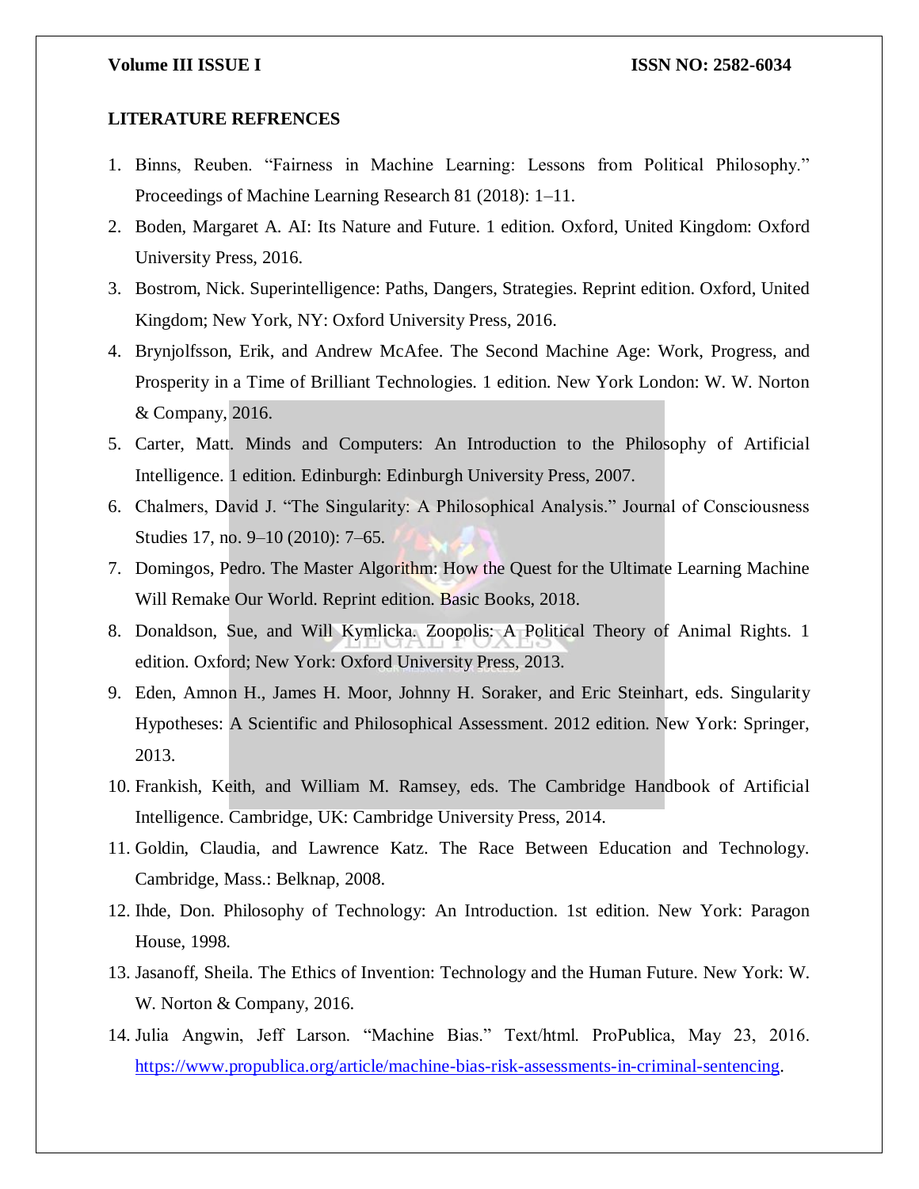## LITERATURE REFRENCES

1. Binns, Reuben. "Fairness in Machine Learning: Lessons from Political Philosophy." Proceedings of Machine Learning Research 81 (2018): 1–11.
2. Boden, Margaret A. AI: Its Nature and Future. 1 edition. Oxford, United Kingdom: Oxford University Press, 2016.
3. Bostrom, Nick. Superintelligence: Paths, Dangers, Strategies. Reprint edition. Oxford, United Kingdom; New York, NY: Oxford University Press, 2016.
4. Brynjolfsson, Erik, and Andrew McAfee. The Second Machine Age: Work, Progress, and Prosperity in a Time of Brilliant Technologies. 1 edition. New York London: W. W. Norton & Company, 2016.
5. Carter, Matt. Minds and Computers: An Introduction to the Philosophy of Artificial Intelligence. 1 edition. Edinburgh: Edinburgh University Press, 2007.
6. Chalmers, David J. "The Singularity: A Philosophical Analysis." Journal of Consciousness Studies 17, no. 9–10 (2010): 7–65.
7. Domingos, Pedro. The Master Algorithm: How the Quest for the Ultimate Learning Machine Will Remake Our World. Reprint edition. Basic Books, 2018.
8. Donaldson, Sue, and Will Kymlicka. Zoopolis: A Political Theory of Animal Rights. 1 edition. Oxford; New York: Oxford University Press, 2013.
9. Eden, Amnon H., James H. Moor, Johnny H. Soraker, and Eric Steinhart, eds. Singularity Hypotheses: A Scientific and Philosophical Assessment. 2012 edition. New York: Springer, 2013.
10. Frankish, Keith, and William M. Ramsey, eds. The Cambridge Handbook of Artificial Intelligence. Cambridge, UK: Cambridge University Press, 2014.
11. Goldin, Claudia, and Lawrence Katz. The Race Between Education and Technology. Cambridge, Mass.: Belknap, 2008.
12. Ihde, Don. Philosophy of Technology: An Introduction. 1st edition. New York: Paragon House, 1998.
13. Jasanoff, Sheila. The Ethics of Invention: Technology and the Human Future. New York: W. W. Norton & Company, 2016.
14. Julia Angwin, Jeff Larson. "Machine Bias." Text/html. ProPublica, May 23, 2016. https://www.propublica.org/article/machine-bias-risk-assessments-in-criminal-sentencing.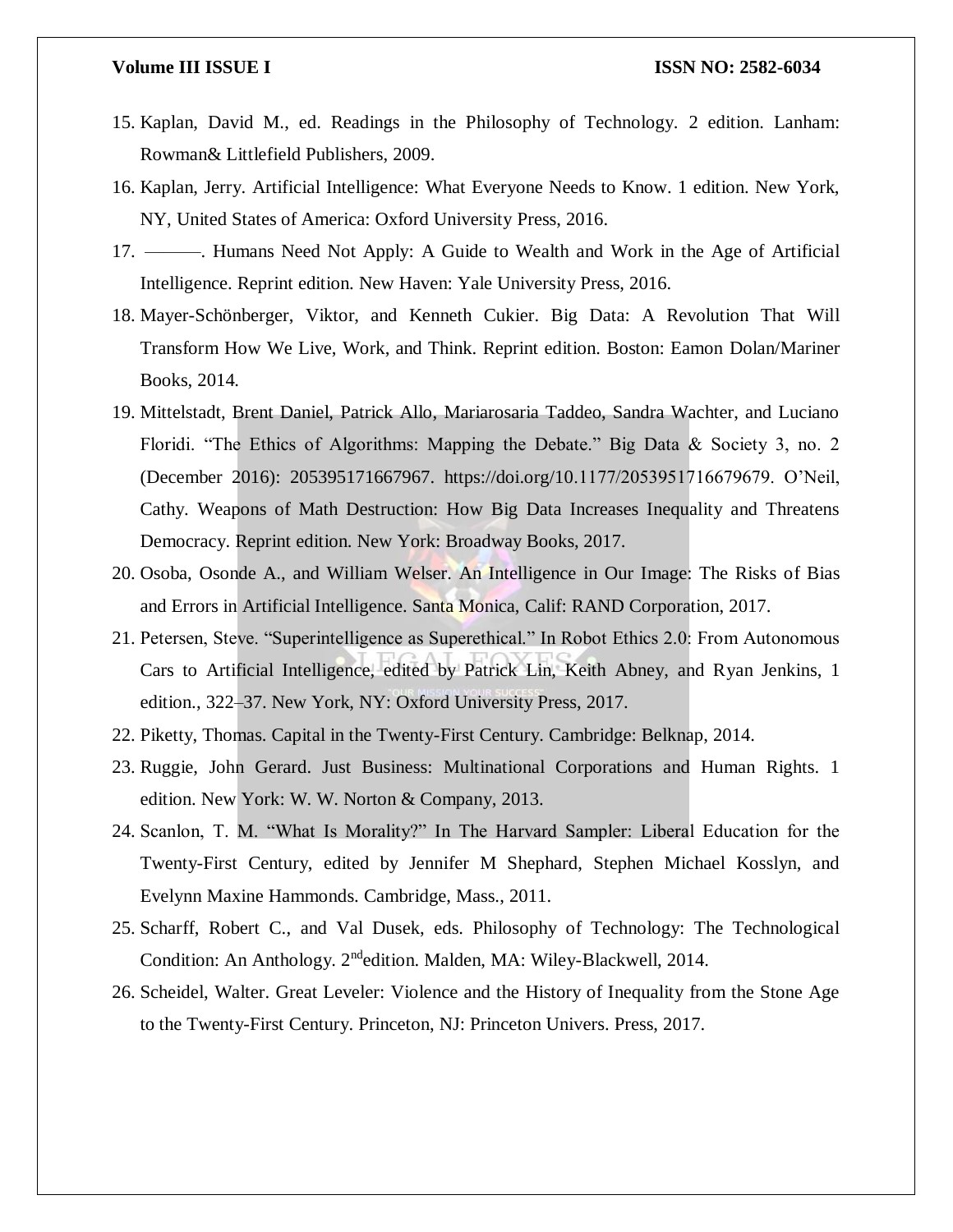15. Kaplan, David M., ed. Readings in the Philosophy of Technology. 2 edition. Lanham: Rowman& Littlefield Publishers, 2009.
16. Kaplan, Jerry. Artificial Intelligence: What Everyone Needs to Know. 1 edition. New York, NY, United States of America: Oxford University Press, 2016.
17. ———. Humans Need Not Apply: A Guide to Wealth and Work in the Age of Artificial Intelligence. Reprint edition. New Haven: Yale University Press, 2016.
18. Mayer-Schönberger, Viktor, and Kenneth Cukier. Big Data: A Revolution That Will Transform How We Live, Work, and Think. Reprint edition. Boston: Eamon Dolan/Mariner Books, 2014.
19. Mittelstadt, Brent Daniel, Patrick Allo, Mariarosaria Taddeo, Sandra Wachter, and Luciano Floridi. "The Ethics of Algorithms: Mapping the Debate." Big Data & Society 3, no. 2 (December 2016): 205395171667967. https://doi.org/10.1177/2053951716679679. O'Neil, Cathy. Weapons of Math Destruction: How Big Data Increases Inequality and Threatens Democracy. Reprint edition. New York: Broadway Books, 2017.
20. Osoba, Osonde A., and William Welser. An Intelligence in Our Image: The Risks of Bias and Errors in Artificial Intelligence. Santa Monica, Calif: RAND Corporation, 2017.
21. Petersen, Steve. "Superintelligence as Superethical." In Robot Ethics 2.0: From Autonomous Cars to Artificial Intelligence, edited by Patrick Lin, Keith Abney, and Ryan Jenkins, 1 edition., 322–37. New York, NY: Oxford University Press, 2017.
22. Piketty, Thomas. Capital in the Twenty-First Century. Cambridge: Belknap, 2014.
23. Ruggie, John Gerard. Just Business: Multinational Corporations and Human Rights. 1 edition. New York: W. W. Norton & Company, 2013.
24. Scanlon, T. M. "What Is Morality?" In The Harvard Sampler: Liberal Education for the Twenty-First Century, edited by Jennifer M Shephard, Stephen Michael Kosslyn, and Evelynn Maxine Hammonds. Cambridge, Mass., 2011.
25. Scharff, Robert C., and Val Dusek, eds. Philosophy of Technology: The Technological Condition: An Anthology. 2nd edition. Malden, MA: Wiley-Blackwell, 2014.
26. Scheidel, Walter. Great Leveler: Violence and the History of Inequality from the Stone Age to the Twenty-First Century. Princeton, NJ: Princeton Univers. Press, 2017.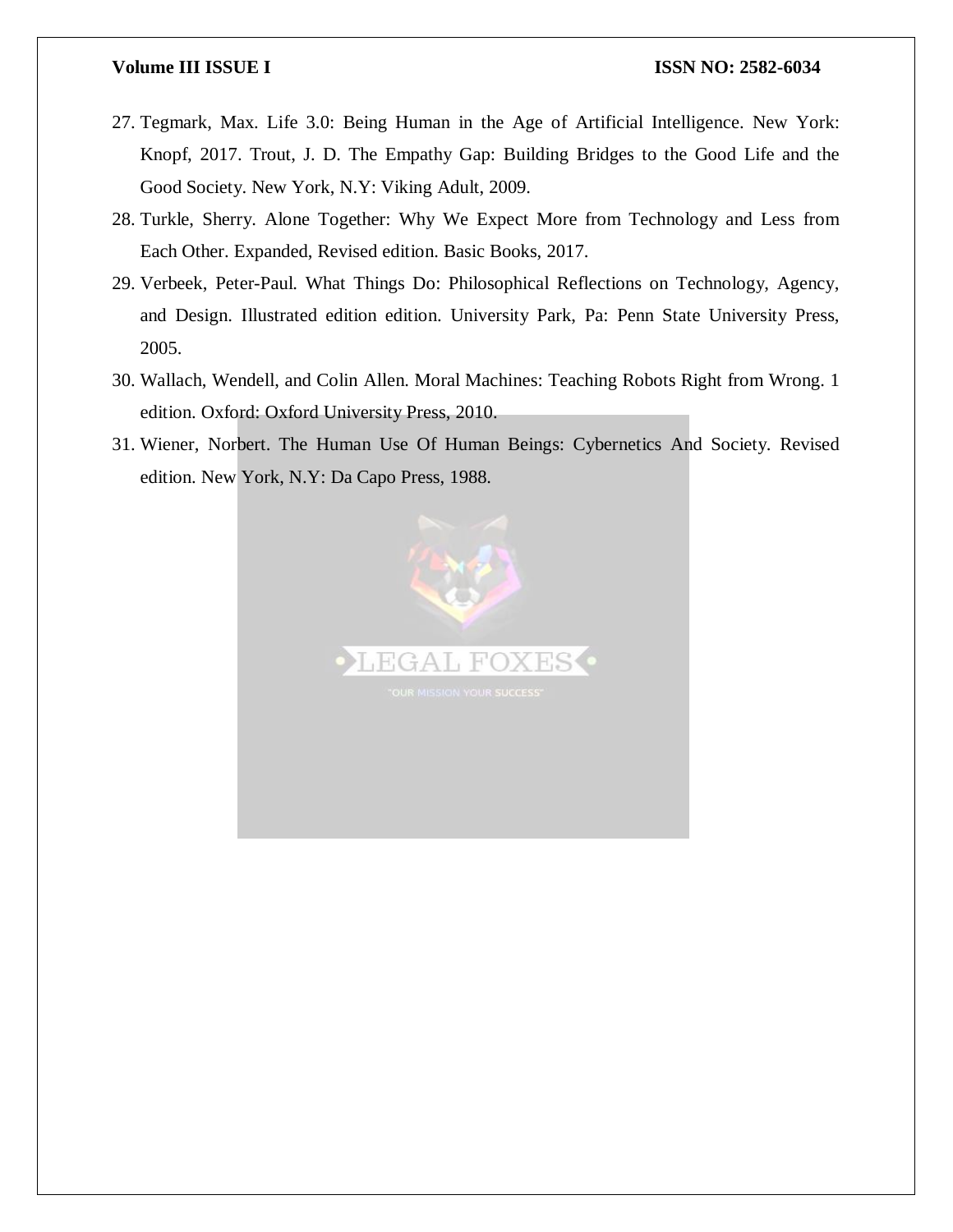27. Tegmark, Max. Life 3.0: Being Human in the Age of Artificial Intelligence. New York: Knopf, 2017. Trout, J. D. The Empathy Gap: Building Bridges to the Good Life and the Good Society. New York, N.Y: Viking Adult, 2009.
28. Turkle, Sherry. Alone Together: Why We Expect More from Technology and Less from Each Other. Expanded, Revised edition. Basic Books, 2017.
29. Verbeek, Peter-Paul. What Things Do: Philosophical Reflections on Technology, Agency, and Design. Illustrated edition edition. University Park, Pa: Penn State University Press, 2005.
30. Wallach, Wendell, and Colin Allen. Moral Machines: Teaching Robots Right from Wrong. 1 edition. Oxford: Oxford University Press, 2010.
31. Wiener, Norbert. The Human Use Of Human Beings: Cybernetics And Society. Revised edition. New York, N.Y: Da Capo Press, 1988.